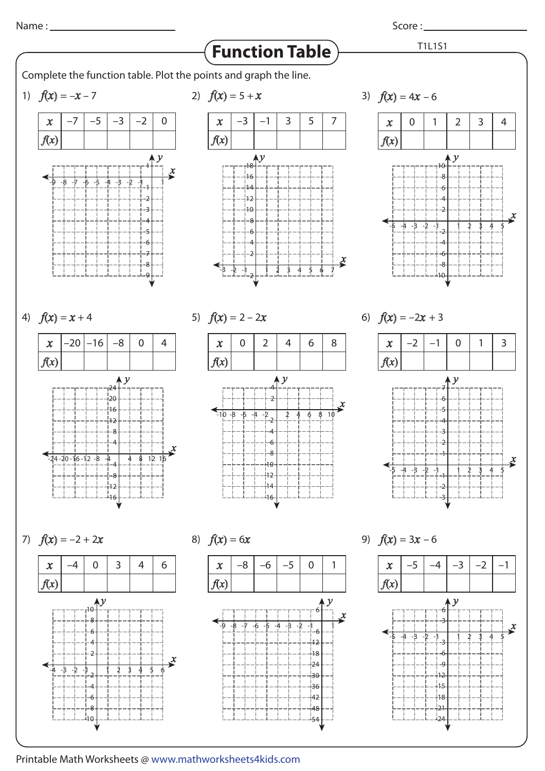Name : ______________________ Score : ______________________

# Function Table

T1L1S1

Complete the function table. Plot the points and graph the line.

1) $f(x) = -x - 7$

| $x$ | −7 | −5 | −3 | −2 | 0 |
|---|---|---|---|---|---|
| $f(x)$ | | | | | |

2) $f(x) = 5 + x$

| $x$ | −3 | −1 | 3 | 5 | 7 |
|---|---|---|---|---|---|
| $f(x)$ | | | | | |

3) $f(x) = 4x - 6$

| $x$ | 0 | 1 | 2 | 3 | 4 |
|---|---|---|---|---|---|
| $f(x)$ | | | | | |

4) $f(x) = x + 4$

| $x$ | −20 | −16 | −8 | 0 | 4 |
|---|---|---|---|---|---|
| $f(x)$ | | | | | |

5) $f(x) = 2 - 2x$

| $x$ | 0 | 2 | 4 | 6 | 8 |
|---|---|---|---|---|---|
| $f(x)$ | | | | | |

6) $f(x) = -2x + 3$

| $x$ | −2 | −1 | 0 | 1 | 3 |
|---|---|---|---|---|---|
| $f(x)$ | | | | | |

7) $f(x) = -2 + 2x$

| $x$ | −4 | 0 | 3 | 4 | 6 |
|---|---|---|---|---|---|
| $f(x)$ | | | | | |

8) $f(x) = 6x$

| $x$ | −8 | −6 | −5 | 0 | 1 |
|---|---|---|---|---|---|
| $f(x)$ | | | | | |

9) $f(x) = 3x - 6$

| $x$ | −5 | −4 | −3 | −2 | −1 |
|---|---|---|---|---|---|
| $f(x)$ | | | | | |

Printable Math Worksheets @ www.mathworksheets4kids.com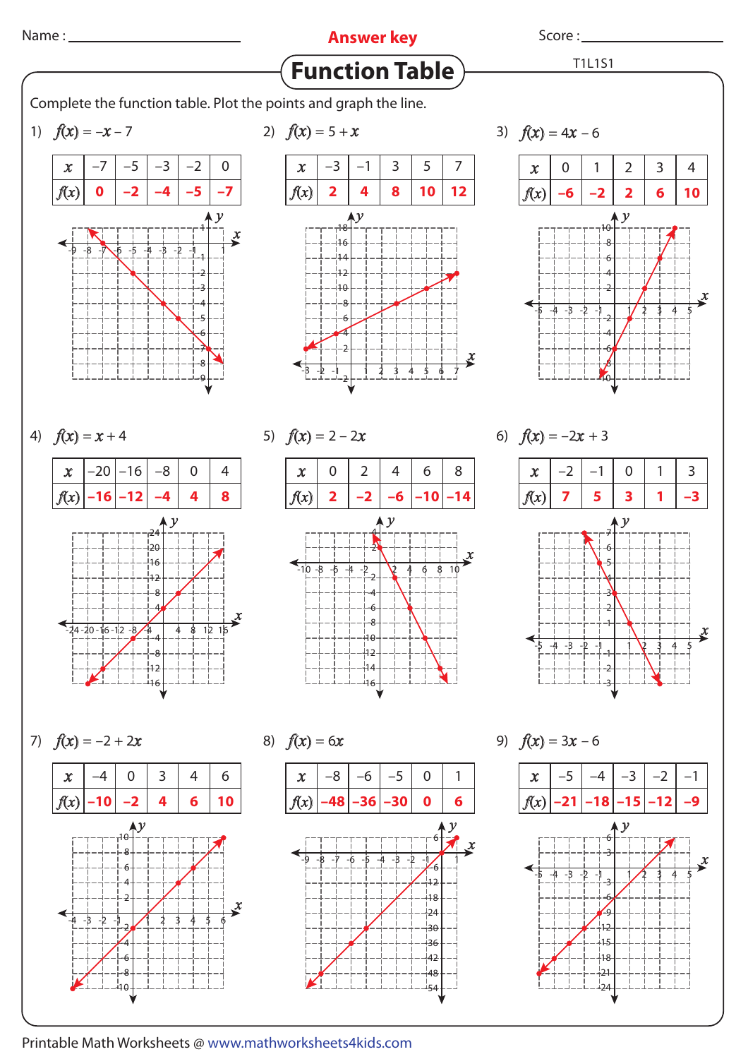Name : _______________ **Answer key** Score : _______________

# Function Table

T1L1S1

Complete the function table. Plot the points and graph the line.

1) $f(x) = -x - 7$

| $x$ | –7 | –5 | –3 | –2 | 0 |
|---|---|---|---|---|---|
| $f(x)$ | **0** | **–2** | **–4** | **–5** | **–7** |

2) $f(x) = 5 + x$

| $x$ | –3 | –1 | 3 | 5 | 7 |
|---|---|---|---|---|---|
| $f(x)$ | **2** | **4** | **8** | **10** | **12** |

3) $f(x) = 4x - 6$

| $x$ | 0 | 1 | 2 | 3 | 4 |
|---|---|---|---|---|---|
| $f(x)$ | **–6** | **–2** | **2** | **6** | **10** |

4) $f(x) = x + 4$

| $x$ | –20 | –16 | –8 | 0 | 4 |
|---|---|---|---|---|---|
| $f(x)$ | **–16** | **–12** | **–4** | **4** | **8** |

5) $f(x) = 2 - 2x$

| $x$ | 0 | 2 | 4 | 6 | 8 |
|---|---|---|---|---|---|
| $f(x)$ | **2** | **–2** | **–6** | **–10** | **–14** |

6) $f(x) = -2x + 3$

| $x$ | –2 | –1 | 0 | 1 | 3 |
|---|---|---|---|---|---|
| $f(x)$ | **7** | **5** | **3** | **1** | **–3** |

7) $f(x) = -2 + 2x$

| $x$ | –4 | 0 | 3 | 4 | 6 |
|---|---|---|---|---|---|
| $f(x)$ | **–10** | **–2** | **4** | **6** | **10** |

8) $f(x) = 6x$

| $x$ | –8 | –6 | –5 | 0 | 1 |
|---|---|---|---|---|---|
| $f(x)$ | **–48** | **–36** | **–30** | **0** | **6** |

9) $f(x) = 3x - 6$

| $x$ | –5 | –4 | –3 | –2 | –1 |
|---|---|---|---|---|---|
| $f(x)$ | **–21** | **–18** | **–15** | **–12** | **–9** |

Printable Math Worksheets @ www.mathworksheets4kids.com